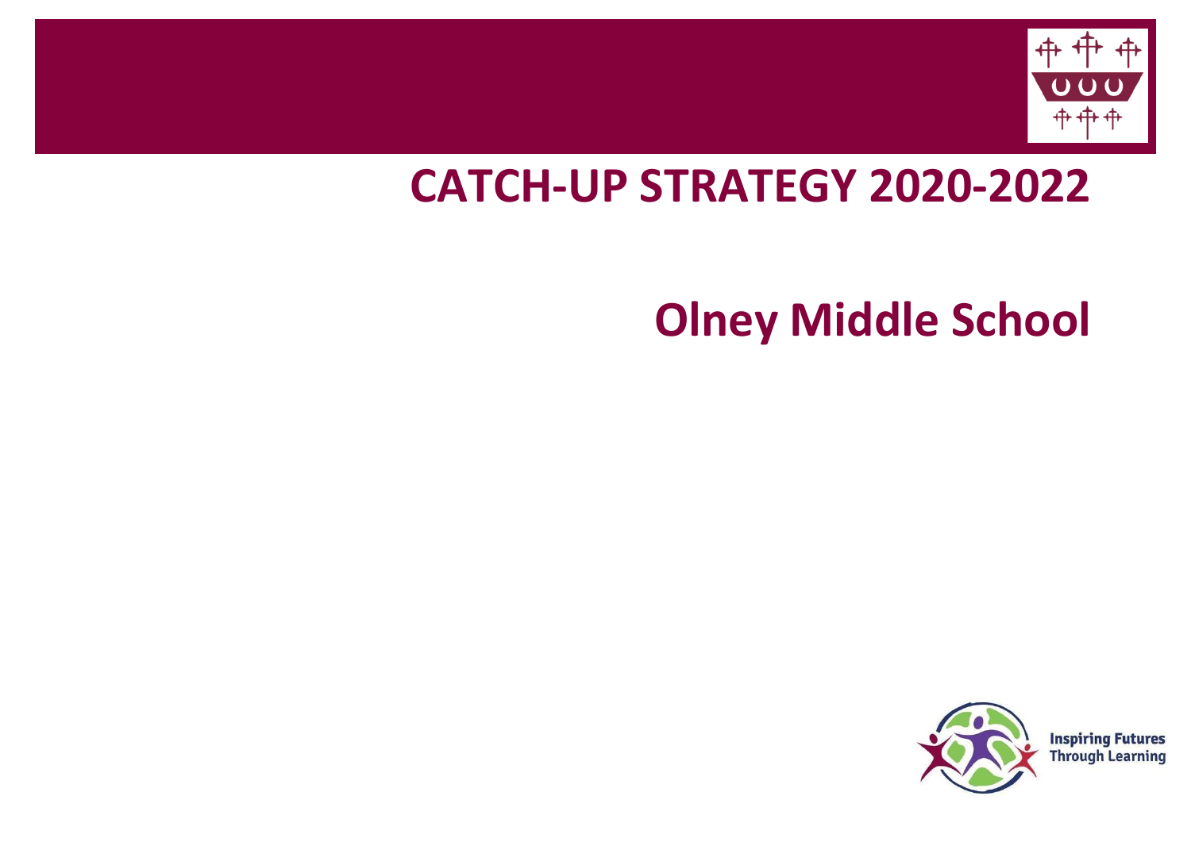# CATCH-UP STRATEGY 2020-2022

# Olney Middle School

Inspiring Futures Through Learning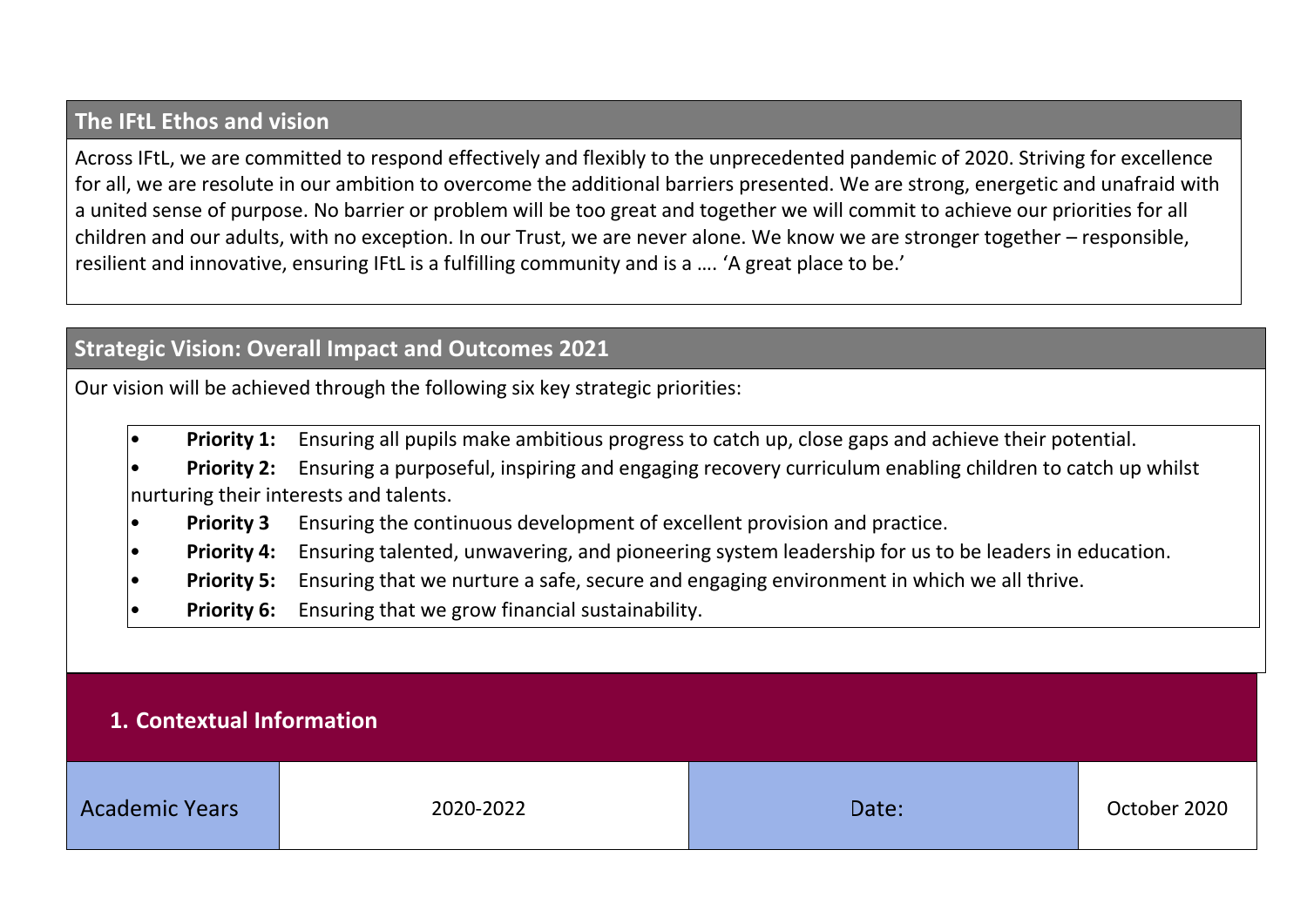## The IFtL Ethos and vision

Across IFtL, we are committed to respond effectively and flexibly to the unprecedented pandemic of 2020. Striving for excellence for all, we are resolute in our ambition to overcome the additional barriers presented. We are strong, energetic and unafraid with a united sense of purpose. No barrier or problem will be too great and together we will commit to achieve our priorities for all children and our adults, with no exception. In our Trust, we are never alone. We know we are stronger together – responsible, resilient and innovative, ensuring IFtL is a fulfilling community and is a …. 'A great place to be.'

## Strategic Vision: Overall Impact and Outcomes 2021

Our vision will be achieved through the following six key strategic priorities:

- **Priority 1:** Ensuring all pupils make ambitious progress to catch up, close gaps and achieve their potential.
- **Priority 2:** Ensuring a purposeful, inspiring and engaging recovery curriculum enabling children to catch up whilst nurturing their interests and talents.
- **Priority 3** Ensuring the continuous development of excellent provision and practice.
- **Priority 4:** Ensuring talented, unwavering, and pioneering system leadership for us to be leaders in education.
- **Priority 5:** Ensuring that we nurture a safe, secure and engaging environment in which we all thrive.
- **Priority 6:** Ensuring that we grow financial sustainability.

## 1. Contextual Information

| Academic Years | 2020-2022 | Date: | October 2020 |
|---|---|---|---|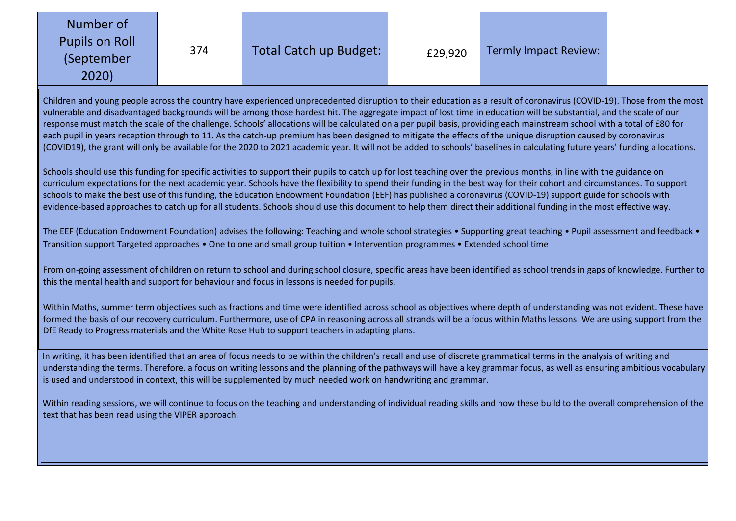| Number of Pupils on Roll (September 2020) | 374 | Total Catch up Budget: | £29,920 | Termly Impact Review: | |
| --- | --- | --- | --- | --- | --- |

Children and young people across the country have experienced unprecedented disruption to their education as a result of coronavirus (COVID-19). Those from the most vulnerable and disadvantaged backgrounds will be among those hardest hit. The aggregate impact of lost time in education will be substantial, and the scale of our response must match the scale of the challenge. Schools' allocations will be calculated on a per pupil basis, providing each mainstream school with a total of £80 for each pupil in years reception through to 11. As the catch-up premium has been designed to mitigate the effects of the unique disruption caused by coronavirus (COVID19), the grant will only be available for the 2020 to 2021 academic year. It will not be added to schools' baselines in calculating future years' funding allocations.

Schools should use this funding for specific activities to support their pupils to catch up for lost teaching over the previous months, in line with the guidance on curriculum expectations for the next academic year. Schools have the flexibility to spend their funding in the best way for their cohort and circumstances. To support schools to make the best use of this funding, the Education Endowment Foundation (EEF) has published a coronavirus (COVID-19) support guide for schools with evidence-based approaches to catch up for all students. Schools should use this document to help them direct their additional funding in the most effective way.

The EEF (Education Endowment Foundation) advises the following: Teaching and whole school strategies • Supporting great teaching • Pupil assessment and feedback • Transition support Targeted approaches • One to one and small group tuition • Intervention programmes • Extended school time

From on-going assessment of children on return to school and during school closure, specific areas have been identified as school trends in gaps of knowledge. Further to this the mental health and support for behaviour and focus in lessons is needed for pupils.

Within Maths, summer term objectives such as fractions and time were identified across school as objectives where depth of understanding was not evident. These have formed the basis of our recovery curriculum. Furthermore, use of CPA in reasoning across all strands will be a focus within Maths lessons. We are using support from the DfE Ready to Progress materials and the White Rose Hub to support teachers in adapting plans.

In writing, it has been identified that an area of focus needs to be within the children's recall and use of discrete grammatical terms in the analysis of writing and understanding the terms. Therefore, a focus on writing lessons and the planning of the pathways will have a key grammar focus, as well as ensuring ambitious vocabulary is used and understood in context, this will be supplemented by much needed work on handwriting and grammar.

Within reading sessions, we will continue to focus on the teaching and understanding of individual reading skills and how these build to the overall comprehension of the text that has been read using the VIPER approach.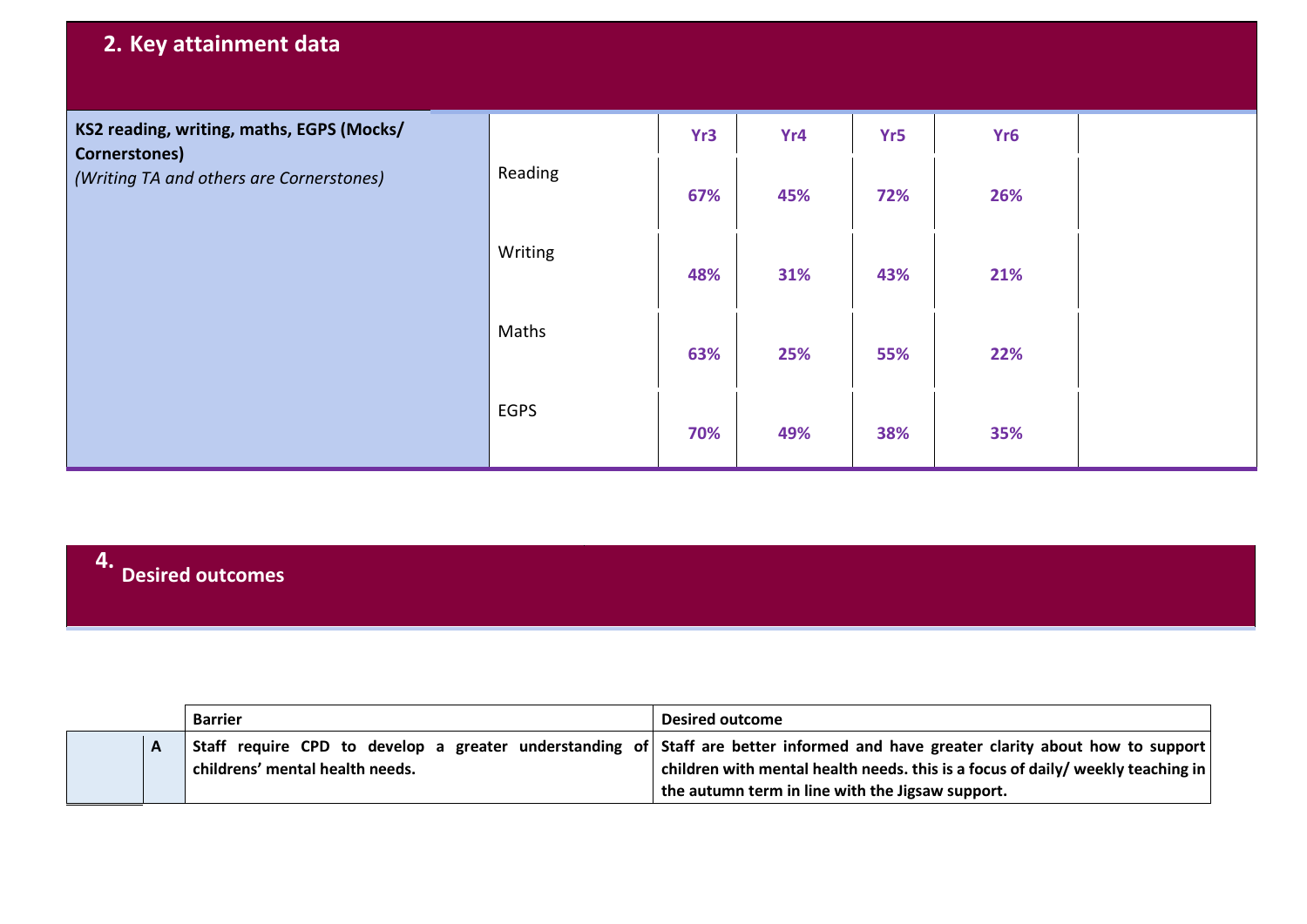## 2. Key attainment data

| KS2 reading, writing, maths, EGPS (Mocks/ Cornerstones) *(Writing TA and others are Cornerstones)* | | Yr3 | Yr4 | Yr5 | Yr6 | |
|---|---|---|---|---|---|---|
| | Reading | 67% | 45% | 72% | 26% | |
| | Writing | 48% | 31% | 43% | 21% | |
| | Maths | 63% | 25% | 55% | 22% | |
| | EGPS | 70% | 49% | 38% | 35% | |

## 4. Desired outcomes

| | Barrier | Desired outcome |
|---|---|---|
| A | Staff require CPD to develop a greater understanding of childrens' mental health needs. | Staff are better informed and have greater clarity about how to support children with mental health needs. this is a focus of daily/ weekly teaching in the autumn term in line with the Jigsaw support. |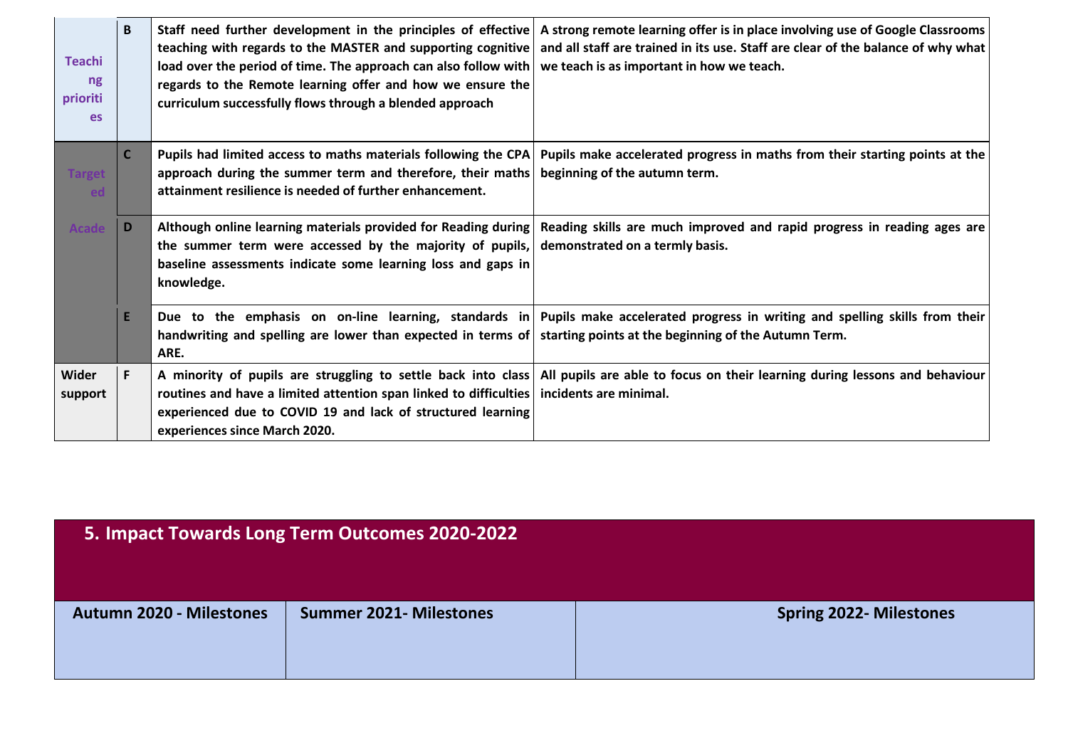| | | | |
|---|---|---|---|
| Teaching priorities | B | Staff need further development in the principles of effective teaching with regards to the MASTER and supporting cognitive load over the period of time. The approach can also follow with regards to the Remote learning offer and how we ensure the curriculum successfully flows through a blended approach | A strong remote learning offer is in place involving use of Google Classrooms and all staff are trained in its use. Staff are clear of the balance of why what we teach is as important in how we teach. |
| Targeted Acade | C | Pupils had limited access to maths materials following the CPA approach during the summer term and therefore, their maths attainment resilience is needed of further enhancement. | Pupils make accelerated progress in maths from their starting points at the beginning of the autumn term. |
| | D | Although online learning materials provided for Reading during the summer term were accessed by the majority of pupils, baseline assessments indicate some learning loss and gaps in knowledge. | Reading skills are much improved and rapid progress in reading ages are demonstrated on a termly basis. |
| | E | Due to the emphasis on on-line learning, standards in handwriting and spelling are lower than expected in terms of ARE. | Pupils make accelerated progress in writing and spelling skills from their starting points at the beginning of the Autumn Term. |
| Wider support | F | A minority of pupils are struggling to settle back into class routines and have a limited attention span linked to difficulties experienced due to COVID 19 and lack of structured learning experiences since March 2020. | All pupils are able to focus on their learning during lessons and behaviour incidents are minimal. |

## 5. Impact Towards Long Term Outcomes 2020-2022

| Autumn 2020 - Milestones | Summer 2021- Milestones | Spring 2022- Milestones |
|---|---|---|
| | | |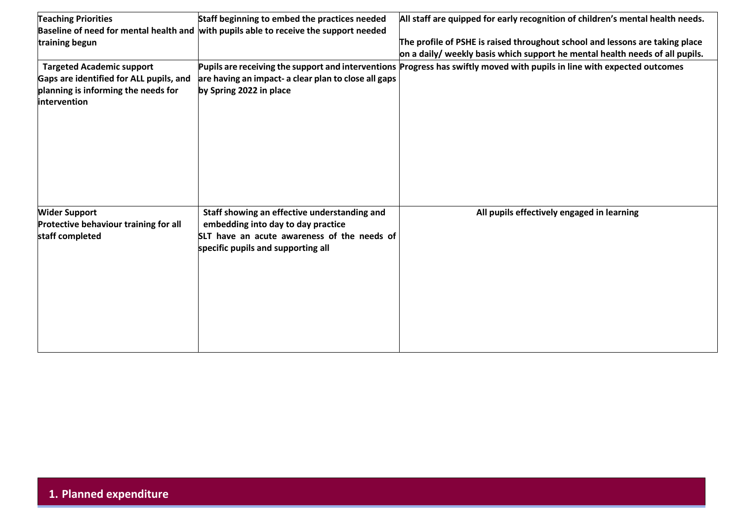| **Teaching Priorities**<br>**Baseline of need for mental health and training begun** | **Staff beginning to embed the practices needed with pupils able to receive the support needed** | **All staff are quipped for early recognition of children's mental health needs.**<br><br>**The profile of PSHE is raised throughout school and lessons are taking place on a daily/ weekly basis which support he mental health needs of all pupils.** |
|---|---|---|
| **Targeted Academic support**<br>**Gaps are identified for ALL pupils, and planning is informing the needs for intervention** | **Pupils are receiving the support and interventions are having an impact- a clear plan to close all gaps by Spring 2022 in place** | **Progress has swiftly moved with pupils in line with expected outcomes** |
| **Wider Support**<br>**Protective behaviour training for all staff completed** | **Staff showing an effective understanding and embedding into day to day practice**<br>**SLT have an acute awareness of the needs of specific pupils and supporting all** | **All pupils effectively engaged in learning** |

## 1. Planned expenditure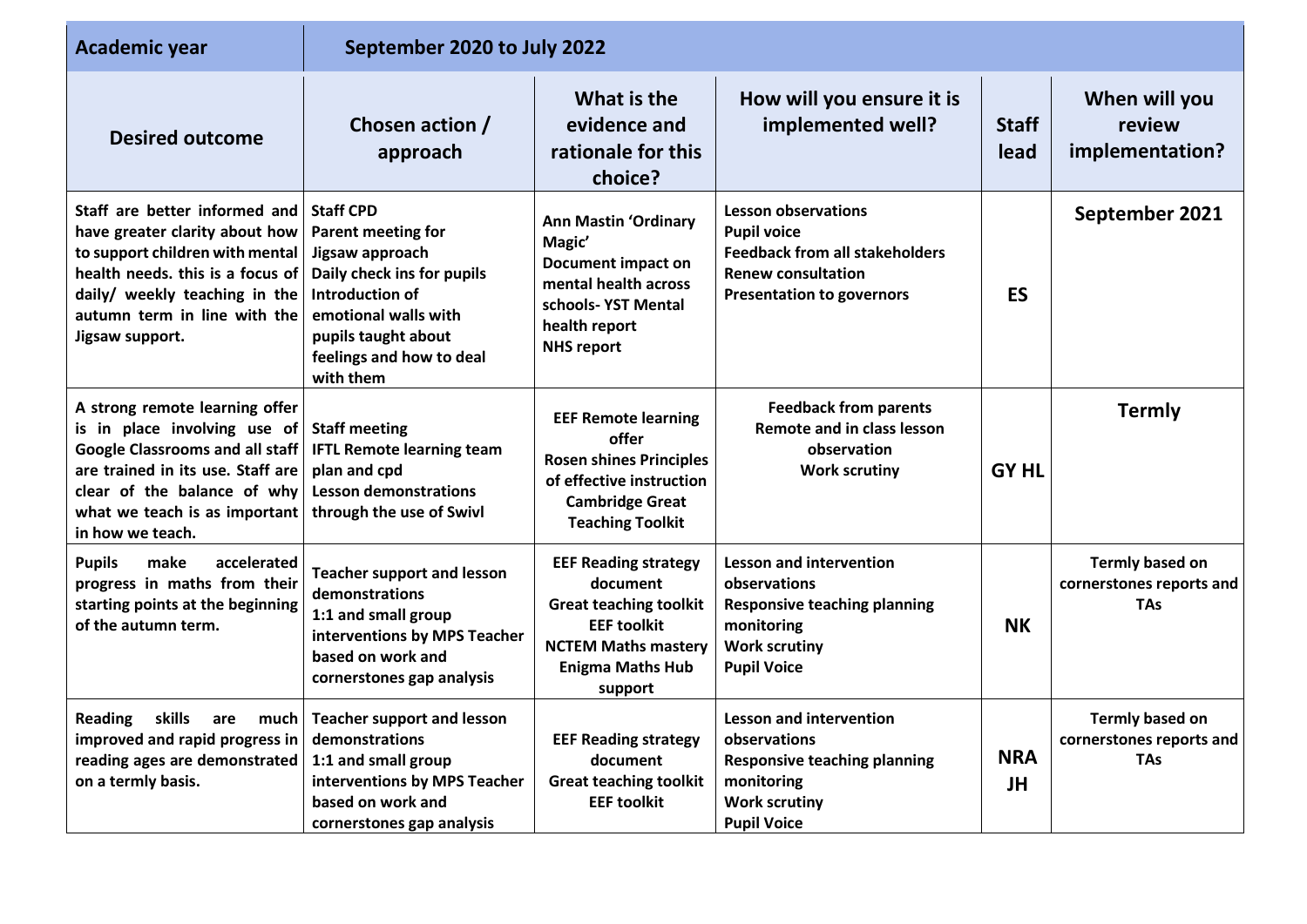| Academic year | September 2020 to July 2022 | | | | |
|---|---|---|---|---|---|
| **Desired outcome** | **Chosen action / approach** | **What is the evidence and rationale for this choice?** | **How will you ensure it is implemented well?** | **Staff lead** | **When will you review implementation?** |
| Staff are better informed and have greater clarity about how to support children with mental health needs. this is a focus of daily/ weekly teaching in the autumn term in line with the Jigsaw support. | Staff CPD<br>Parent meeting for Jigsaw approach<br>Daily check ins for pupils<br>Introduction of emotional walls with pupils taught about feelings and how to deal with them | Ann Mastin 'Ordinary Magic'<br>Document impact on mental health across schools- YST Mental health report<br>NHS report | Lesson observations<br>Pupil voice<br>Feedback from all stakeholders<br>Renew consultation<br>Presentation to governors | ES | September 2021 |
| A strong remote learning offer is in place involving use of Google Classrooms and all staff are trained in its use. Staff are clear of the balance of why what we teach is as important in how we teach. | Staff meeting<br>IFTL Remote learning team plan and cpd<br>Lesson demonstrations through the use of Swivl | EEF Remote learning offer<br>Rosen shines Principles of effective instruction<br>Cambridge Great Teaching Toolkit | Feedback from parents<br>Remote and in class lesson observation<br>Work scrutiny | GY HL | Termly |
| Pupils make accelerated progress in maths from their starting points at the beginning of the autumn term. | Teacher support and lesson demonstrations<br>1:1 and small group interventions by MPS Teacher based on work and cornerstones gap analysis | EEF Reading strategy document<br>Great teaching toolkit<br>EEF toolkit<br>NCTEM Maths mastery<br>Enigma Maths Hub support | Lesson and intervention observations<br>Responsive teaching planning monitoring<br>Work scrutiny<br>Pupil Voice | NK | Termly based on cornerstones reports and TAs |
| Reading skills are much improved and rapid progress in reading ages are demonstrated on a termly basis. | Teacher support and lesson demonstrations<br>1:1 and small group interventions by MPS Teacher based on work and cornerstones gap analysis | EEF Reading strategy document<br>Great teaching toolkit<br>EEF toolkit | Lesson and intervention observations<br>Responsive teaching planning monitoring<br>Work scrutiny<br>Pupil Voice | NRA JH | Termly based on cornerstones reports and TAs |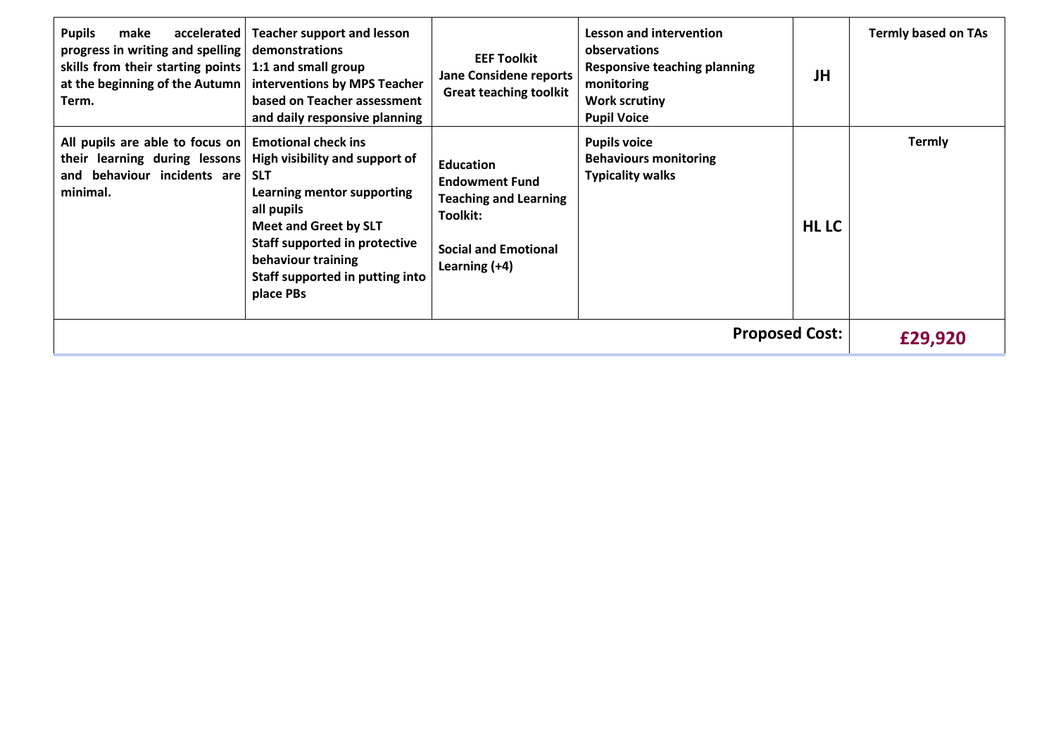| | | | | | |
|---|---|---|---|---|---|
| **Pupils make accelerated progress in writing and spelling skills from their starting points at the beginning of the Autumn Term.** | **Teacher support and lesson demonstrations**<br>**1:1 and small group interventions by MPS Teacher based on Teacher assessment and daily responsive planning** | **EEF Toolkit**<br>**Jane Considene reports**<br>**Great teaching toolkit** | **Lesson and intervention observations**<br>**Responsive teaching planning monitoring**<br>**Work scrutiny**<br>**Pupil Voice** | **JH** | **Termly based on TAs** |
| **All pupils are able to focus on their learning during lessons and behaviour incidents are minimal.** | **Emotional check ins**<br>**High visibility and support of SLT**<br>**Learning mentor supporting all pupils**<br>**Meet and Greet by SLT**<br>**Staff supported in protective behaviour training**<br>**Staff supported in putting into place PBs** | **Education Endowment Fund Teaching and Learning Toolkit:**<br><br>**Social and Emotional Learning (+4)** | **Pupils voice**<br>**Behaviours monitoring**<br>**Typicality walks** | **HL LC** | **Termly** |
| | | | | **Proposed Cost:** | **£29,920** |